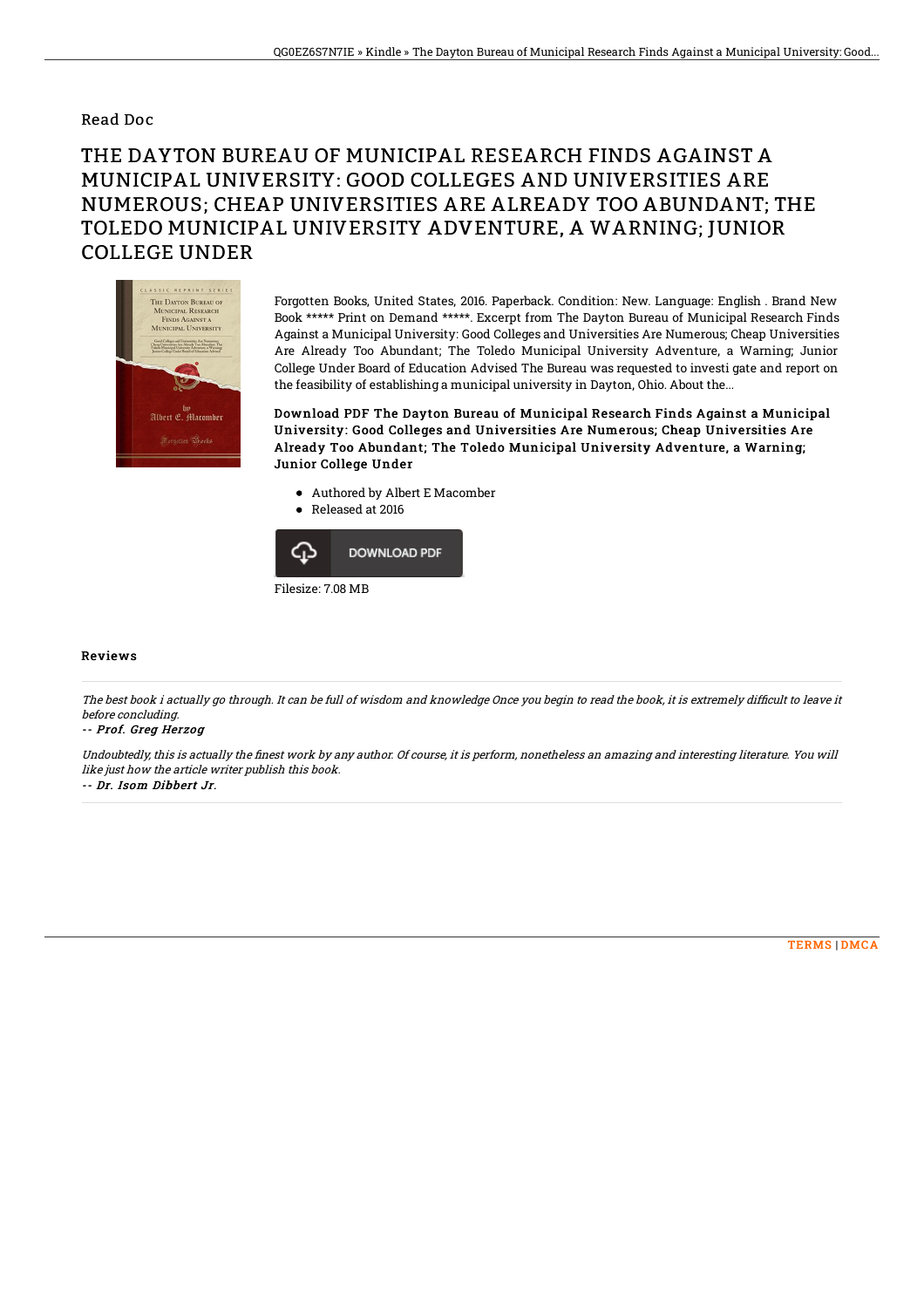Read Doc

# THE DAYTON BUREAU OF MUNICIPAL RESEARCH FINDS AGAINST A MUNICIPAL UNIVERSITY: GOOD COLLEGES AND UNIVERSITIES ARE NUMEROUS; CHEAP UNIVERSITIES ARE ALREADY TOO ABUNDANT; THE TOLEDO MUNICIPAL UNIVERSITY ADVENTURE, A WARNING; JUNIOR COLLEGE UNDER

Forgotten Books, United States, 2016. Paperback. Condition: New. Language: English . Brand New Book ***** Print on Demand *****. Excerpt from The Dayton Bureau of Municipal Research Finds Against a Municipal University: Good Colleges and Universities Are Numerous; Cheap Universities Are Already Too Abundant; The Toledo Municipal University Adventure, a Warning; Junior College Under Board of Education Advised The Bureau was requested to investi gate and report on the feasibility of establishing a municipal university in Dayton, Ohio. About the...

**Download PDF The Dayton Bureau of Municipal Research Finds Against a Municipal University: Good Colleges and Universities Are Numerous; Cheap Universities Are Already Too Abundant; The Toledo Municipal University Adventure, a Warning; Junior College Under**

- Authored by Albert E Macomber
- Released at 2016

DOWNLOAD PDF

Filesize: 7.08 MB

## Reviews

*The best book i actually go through. It can be full of wisdom and knowledge Once you begin to read the book, it is extremely difficult to leave it before concluding.*

*-- Prof. Greg Herzog*

*Undoubtedly, this is actually the finest work by any author. Of course, it is perform, nonetheless an amazing and interesting literature. You will like just how the article writer publish this book.*

*-- Dr. Isom Dibbert Jr.*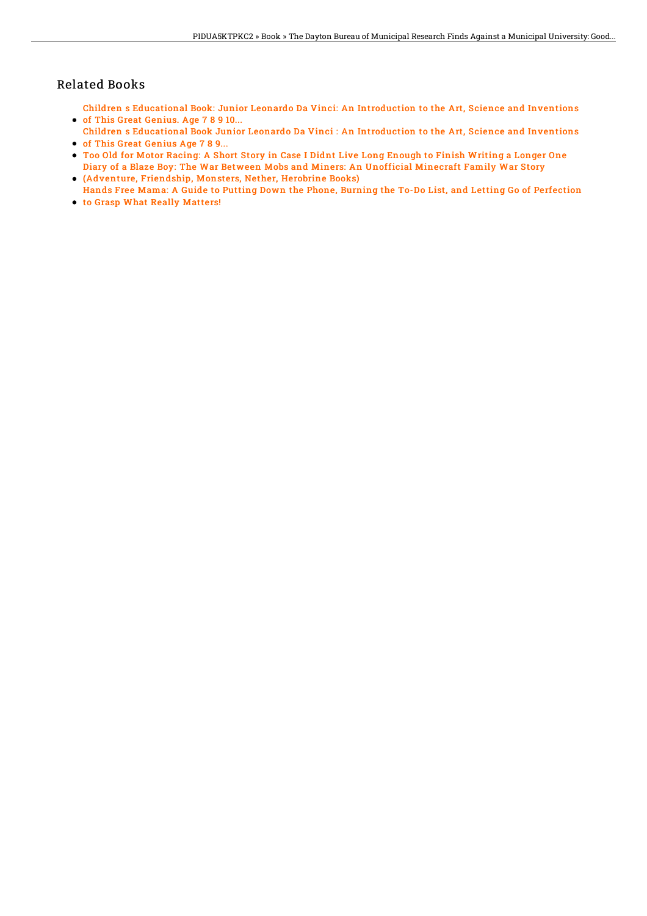## Related Books

- Children s Educational Book: Junior Leonardo Da Vinci: An Introduction to the Art, Science and Inventions of This Great Genius. Age 7 8 9 10...
- Children s Educational Book Junior Leonardo Da Vinci : An Introduction to the Art, Science and Inventions of This Great Genius Age 7 8 9...
- Too Old for Motor Racing: A Short Story in Case I Didnt Live Long Enough to Finish Writing a Longer One
- Diary of a Blaze Boy: The War Between Mobs and Miners: An Unofficial Minecraft Family War Story (Adventure, Friendship, Monsters, Nether, Herobrine Books)
- Hands Free Mama: A Guide to Putting Down the Phone, Burning the To-Do List, and Letting Go of Perfection to Grasp What Really Matters!